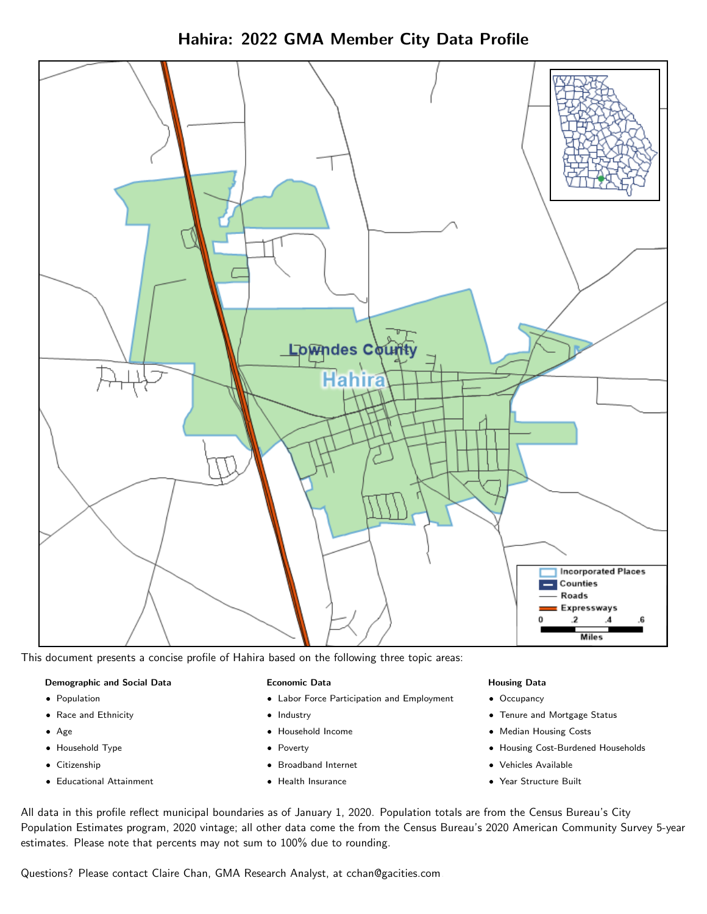# Hahira: 2022 GMA Member City Data Profile

This document presents a concise profile of Hahira based on the following three topic areas:

**Demographic and Social Data**

- Population
- Race and Ethnicity
- Age
- Household Type
- Citizenship
- Educational Attainment

**Economic Data**

- Labor Force Participation and Employment
- Industry
- Household Income
- Poverty
- Broadband Internet
- Health Insurance

**Housing Data**

- Occupancy
- Tenure and Mortgage Status
- Median Housing Costs
- Housing Cost-Burdened Households
- Vehicles Available
- Year Structure Built

All data in this profile reflect municipal boundaries as of January 1, 2020. Population totals are from the Census Bureau's City Population Estimates program, 2020 vintage; all other data come the from the Census Bureau's 2020 American Community Survey 5-year estimates. Please note that percents may not sum to 100% due to rounding.

Questions? Please contact Claire Chan, GMA Research Analyst, at cchan@gacities.com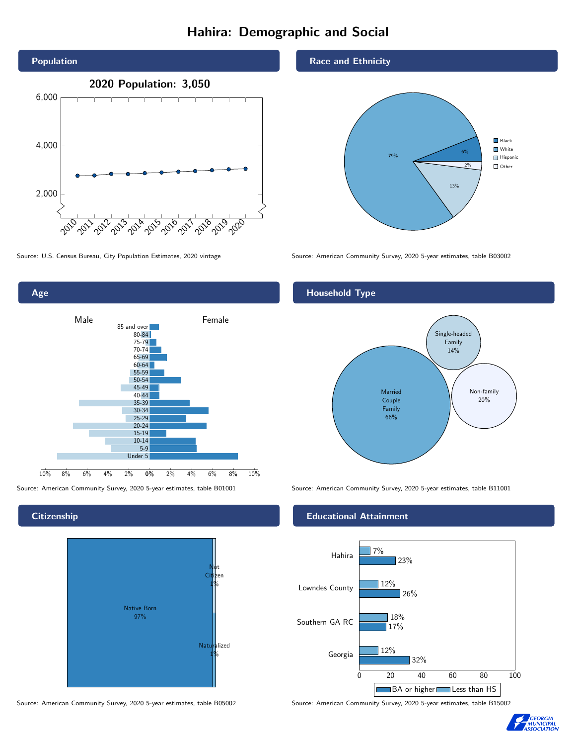# Hahira: Demographic and Social

## Population

2020 Population: 3,050

Source: U.S. Census Bureau, City Population Estimates, 2020 vintage

## Race and Ethnicity

| Race/Ethnicity | Percent |
|---|---|
| Black | 6% |
| White | 79% |
| Hispanic | 13% |
| Other | 2% |

Source: American Community Survey, 2020 5-year estimates, table B03002

## Age

Source: American Community Survey, 2020 5-year estimates, table B01001

## Household Type

| Household Type | Percent |
|---|---|
| Married Couple Family | 66% |
| Single-headed Family | 14% |
| Non-family | 20% |

Source: American Community Survey, 2020 5-year estimates, table B11001

## Citizenship

| Citizenship | Percent |
|---|---|
| Native Born | 97% |
| Not Citizen | 1% |
| Naturalized | 1% |

Source: American Community Survey, 2020 5-year estimates, table B05002

## Educational Attainment

| Area | Less than HS | BA or higher |
|---|---|---|
| Hahira | 7% | 23% |
| Lowndes County | 12% | 26% |
| Southern GA RC | 18% | 17% |
| Georgia | 12% | 32% |

Source: American Community Survey, 2020 5-year estimates, table B15002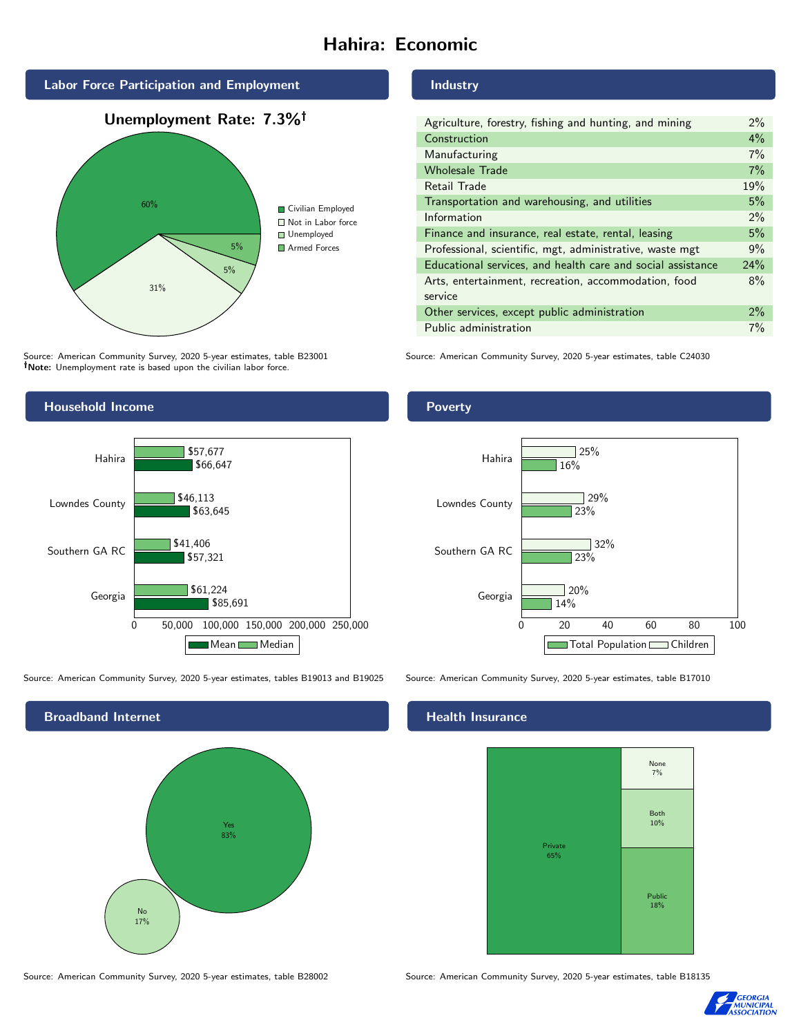# Hahira: Economic

## Labor Force Participation and Employment

**Unemployment Rate: 7.3%†**

| Category | Percent |
| --- | --- |
| Civilian Employed | 60% |
| Not in Labor force | 31% |
| Unemployed | 5% |
| Armed Forces | 5% |

Source: American Community Survey, 2020 5-year estimates, table B23001
**†Note:** Unemployment rate is based upon the civilian labor force.

## Industry

| Industry | Percent |
| --- | --- |
| Agriculture, forestry, fishing and hunting, and mining | 2% |
| Construction | 4% |
| Manufacturing | 7% |
| Wholesale Trade | 7% |
| Retail Trade | 19% |
| Transportation and warehousing, and utilities | 5% |
| Information | 2% |
| Finance and insurance, real estate, rental, leasing | 5% |
| Professional, scientific, mgt, administrative, waste mgt | 9% |
| Educational services, and health care and social assistance | 24% |
| Arts, entertainment, recreation, accommodation, food service | 8% |
| Other services, except public administration | 2% |
| Public administration | 7% |

Source: American Community Survey, 2020 5-year estimates, table C24030

## Household Income

| | Median | Mean |
| --- | --- | --- |
| Hahira | $57,677 | $66,647 |
| Lowndes County | $46,113 | $63,645 |
| Southern GA RC | $41,406 | $57,321 |
| Georgia | $61,224 | $85,691 |

Source: American Community Survey, 2020 5-year estimates, tables B19013 and B19025

## Poverty

| | Children | Total Population |
| --- | --- | --- |
| Hahira | 25% | 16% |
| Lowndes County | 29% | 23% |
| Southern GA RC | 32% | 23% |
| Georgia | 20% | 14% |

Source: American Community Survey, 2020 5-year estimates, table B17010

## Broadband Internet

| | Percent |
| --- | --- |
| Yes | 83% |
| No | 17% |

Source: American Community Survey, 2020 5-year estimates, table B28002

## Health Insurance

| | Percent |
| --- | --- |
| Private | 65% |
| Public | 18% |
| Both | 10% |
| None | 7% |

Source: American Community Survey, 2020 5-year estimates, table B18135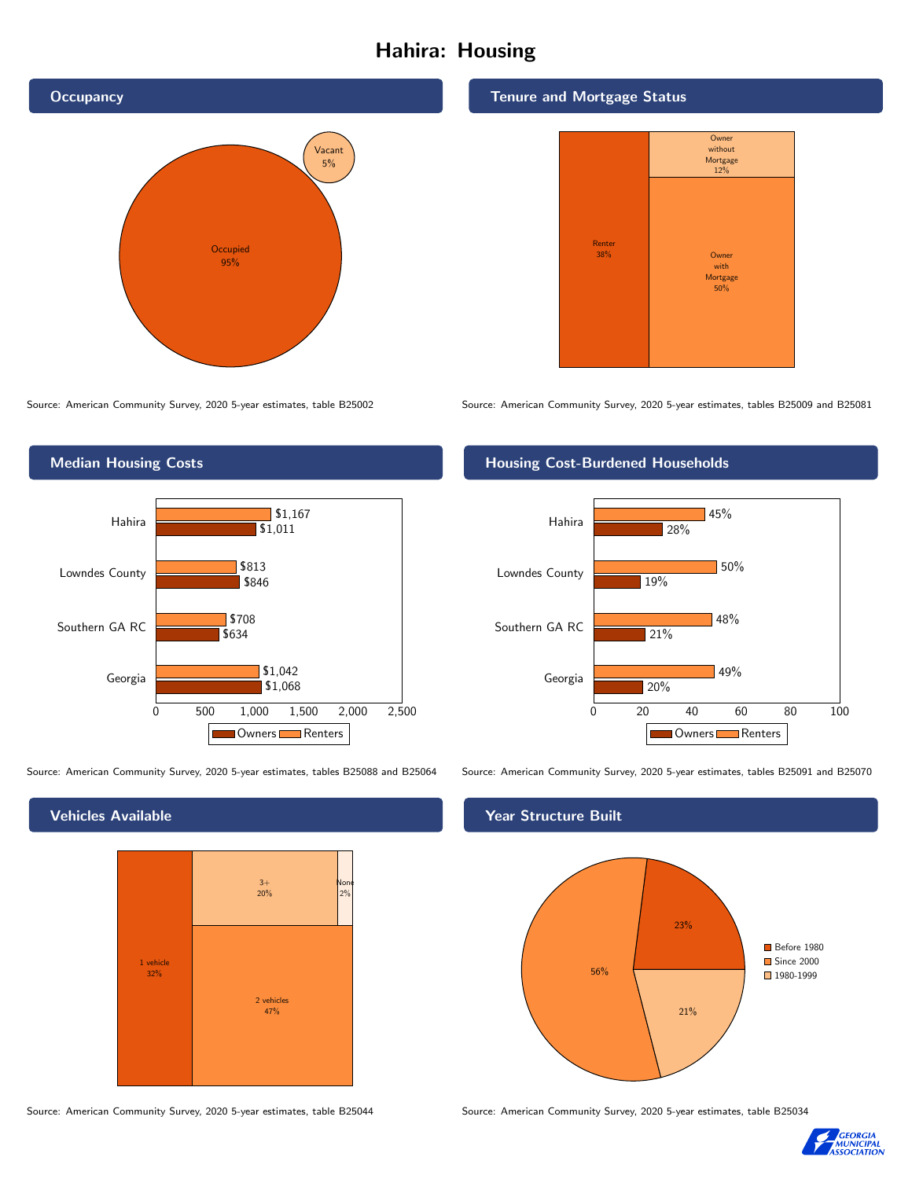# Hahira: Housing

## Occupancy

Vacant
5%

Occupied
95%

Source: American Community Survey, 2020 5-year estimates, table B25002

## Tenure and Mortgage Status

Renter
38%

Owner without Mortgage
12%

Owner with Mortgage
50%

Source: American Community Survey, 2020 5-year estimates, tables B25009 and B25081

## Median Housing Costs

Hahira
$1,167
$1,011

Lowndes County
$813
$846

Southern GA RC
$708
$634

Georgia
$1,042
$1,068

0 500 1,000 1,500 2,000 2,500

Owners Renters

Source: American Community Survey, 2020 5-year estimates, tables B25088 and B25064

## Housing Cost-Burdened Households

Hahira
45%
28%

Lowndes County
50%
19%

Southern GA RC
48%
21%

Georgia
49%
20%

0 20 40 60 80 100

Owners Renters

Source: American Community Survey, 2020 5-year estimates, tables B25091 and B25070

## Vehicles Available

1 vehicle
32%

3+
20%

None
2%

2 vehicles
47%

Source: American Community Survey, 2020 5-year estimates, table B25044

## Year Structure Built

23%

21%

56%

Before 1980
Since 2000
1980-1999

Source: American Community Survey, 2020 5-year estimates, table B25034

GEORGIA MUNICIPAL ASSOCIATION